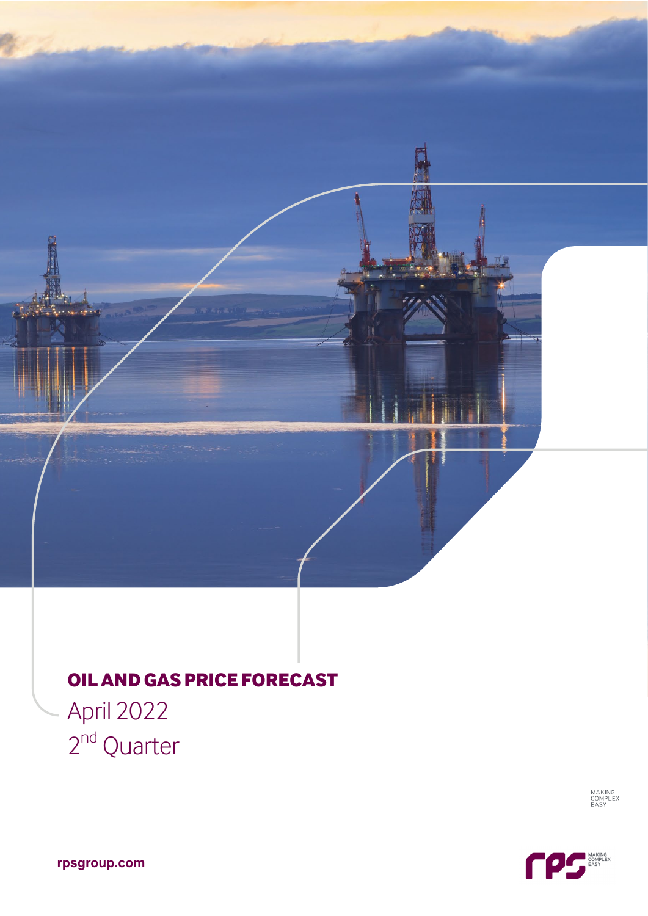# OIL AND GAS PRICE FORECAST

April 2022

2nd Quarter

MAKING COMPLEX EASY

rpsgroup.com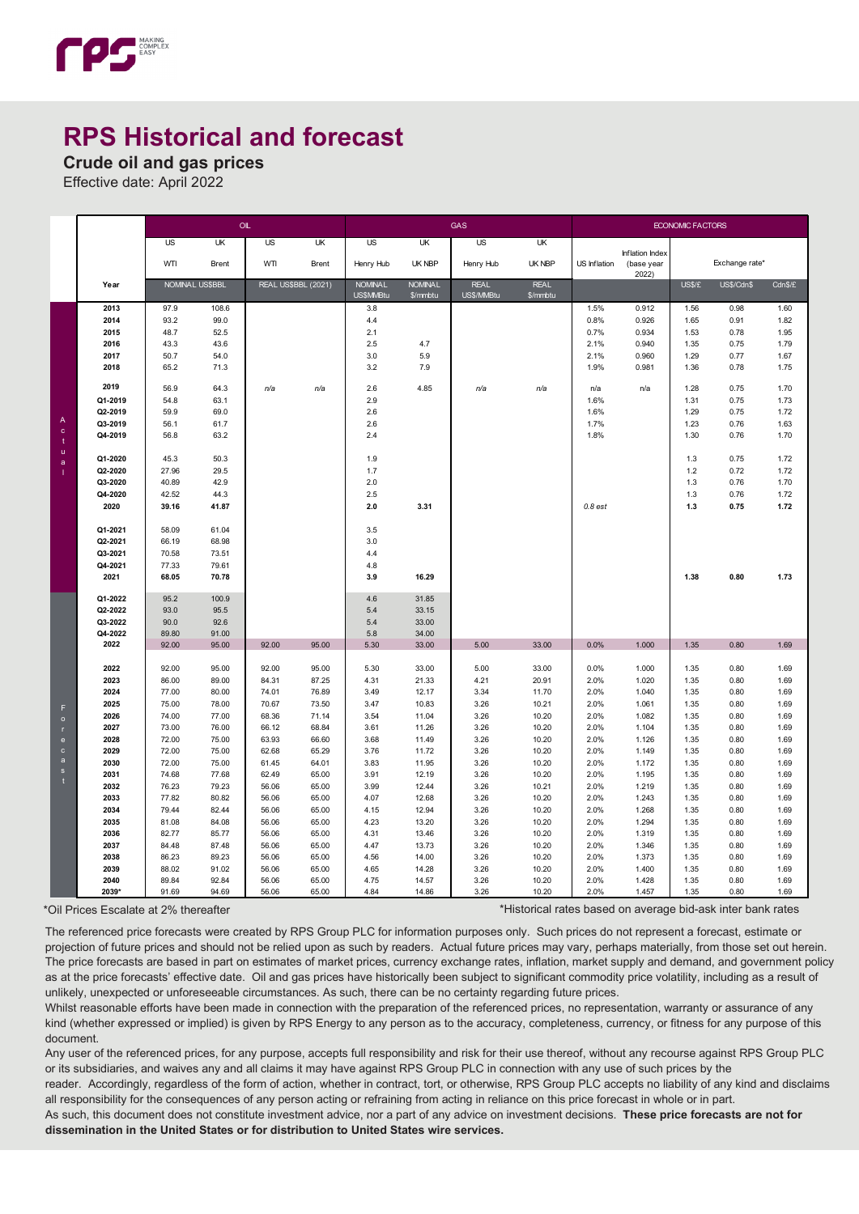# RPS Historical and forecast

## Crude oil and gas prices

Effective date: April 2022

| | Year | OIL | | | | GAS | | | | ECONOMIC FACTORS | | | | |
|---|---|---|---|---|---|---|---|---|---|---|---|---|---|---|
| | | US | UK | US | UK | US | UK | US | UK | | | | | |
| | | WTI | Brent | WTI | Brent | Henry Hub | UK NBP | Henry Hub | UK NBP | US Inflation | Inflation Index (base year 2022) | Exchange rate* | | |
| | | NOMINAL US$BBL | | REAL US$BBL (2021) | | NOMINAL US$MMBtu | NOMINAL $/mmbtu | REAL US$/MMBtu | REAL $/mmbtu | | | US$/£ | US$/Cdn$ | Cdn$/£ |
| Actual | 2013 | 97.9 | 108.6 | | | 3.8 | | | | 1.5% | 0.912 | 1.56 | 0.98 | 1.60 |
| | 2014 | 93.2 | 99.0 | | | 4.4 | | | | 0.8% | 0.926 | 1.65 | 0.91 | 1.82 |
| | 2015 | 48.7 | 52.5 | | | 2.1 | | | | 0.7% | 0.934 | 1.53 | 0.78 | 1.95 |
| | 2016 | 43.3 | 43.6 | | | 2.5 | 4.7 | | | 2.1% | 0.940 | 1.35 | 0.75 | 1.79 |
| | 2017 | 50.7 | 54.0 | | | 3.0 | 5.9 | | | 2.1% | 0.960 | 1.29 | 0.77 | 1.67 |
| | 2018 | 65.2 | 71.3 | | | 3.2 | 7.9 | | | 1.9% | 0.981 | 1.36 | 0.78 | 1.75 |
| | 2019 | 56.9 | 64.3 | n/a | n/a | 2.6 | 4.85 | n/a | n/a | n/a | n/a | 1.28 | 0.75 | 1.70 |
| | Q1-2019 | 54.8 | 63.1 | | | 2.9 | | | | 1.6% | | 1.31 | 0.75 | 1.73 |
| | Q2-2019 | 59.9 | 69.0 | | | 2.6 | | | | 1.6% | | 1.29 | 0.75 | 1.72 |
| | Q3-2019 | 56.1 | 61.7 | | | 2.6 | | | | 1.7% | | 1.23 | 0.76 | 1.63 |
| | Q4-2019 | 56.8 | 63.2 | | | 2.4 | | | | 1.8% | | 1.30 | 0.76 | 1.70 |
| | Q1-2020 | 45.3 | 50.3 | | | 1.9 | | | | | | 1.3 | 0.75 | 1.72 |
| | Q2-2020 | 27.96 | 29.5 | | | 1.7 | | | | | | 1.2 | 0.72 | 1.72 |
| | Q3-2020 | 40.89 | 42.9 | | | 2.0 | | | | | | 1.3 | 0.76 | 1.70 |
| | Q4-2020 | 42.52 | 44.3 | | | 2.5 | | | | | | 1.3 | 0.76 | 1.72 |
| | **2020** | **39.16** | **41.87** | | | **2.0** | **3.31** | | | *0.8 est* | | **1.3** | **0.75** | **1.72** |
| | Q1-2021 | 58.09 | 61.04 | | | 3.5 | | | | | | | | |
| | Q2-2021 | 66.19 | 68.98 | | | 3.0 | | | | | | | | |
| | Q3-2021 | 70.58 | 73.51 | | | 4.4 | | | | | | | | |
| | Q4-2021 | 77.33 | 79.61 | | | 4.8 | | | | | | | | |
| | **2021** | **68.05** | **70.78** | | | **3.9** | **16.29** | | | | | **1.38** | **0.80** | **1.73** |
| | Q1-2022 | 95.2 | 100.9 | | | 4.6 | 31.85 | | | | | | | |
| | Q2-2022 | 93.0 | 95.5 | | | 5.4 | 33.15 | | | | | | | |
| | Q3-2022 | 90.0 | 92.6 | | | 5.4 | 33.00 | | | | | | | |
| | Q4-2022 | 89.80 | 91.00 | | | 5.8 | 34.00 | | | | | | | |
| | 2022 | 92.00 | 95.00 | 92.00 | 95.00 | 5.30 | 33.00 | 5.00 | 33.00 | 0.0% | 1.000 | 1.35 | 0.80 | 1.69 |
| Forecast | 2022 | 92.00 | 95.00 | 92.00 | 95.00 | 5.30 | 33.00 | 5.00 | 33.00 | 0.0% | 1.000 | 1.35 | 0.80 | 1.69 |
| | 2023 | 86.00 | 89.00 | 84.31 | 87.25 | 4.31 | 21.33 | 4.21 | 20.91 | 2.0% | 1.020 | 1.35 | 0.80 | 1.69 |
| | 2024 | 77.00 | 80.00 | 74.01 | 76.89 | 3.49 | 12.17 | 3.34 | 11.70 | 2.0% | 1.040 | 1.35 | 0.80 | 1.69 |
| | 2025 | 75.00 | 78.00 | 70.67 | 73.50 | 3.47 | 10.83 | 3.26 | 10.21 | 2.0% | 1.061 | 1.35 | 0.80 | 1.69 |
| | 2026 | 74.00 | 77.00 | 68.36 | 71.14 | 3.54 | 11.04 | 3.26 | 10.20 | 2.0% | 1.082 | 1.35 | 0.80 | 1.69 |
| | 2027 | 73.00 | 76.00 | 66.12 | 68.84 | 3.61 | 11.26 | 3.26 | 10.20 | 2.0% | 1.104 | 1.35 | 0.80 | 1.69 |
| | 2028 | 72.00 | 75.00 | 63.93 | 66.60 | 3.68 | 11.49 | 3.26 | 10.20 | 2.0% | 1.126 | 1.35 | 0.80 | 1.69 |
| | 2029 | 72.00 | 75.00 | 62.68 | 65.29 | 3.76 | 11.72 | 3.26 | 10.20 | 2.0% | 1.149 | 1.35 | 0.80 | 1.69 |
| | 2030 | 72.00 | 75.00 | 61.45 | 64.01 | 3.83 | 11.95 | 3.26 | 10.20 | 2.0% | 1.172 | 1.35 | 0.80 | 1.69 |
| | 2031 | 74.68 | 77.68 | 62.49 | 65.00 | 3.91 | 12.19 | 3.26 | 10.20 | 2.0% | 1.195 | 1.35 | 0.80 | 1.69 |
| | 2032 | 76.23 | 79.23 | 56.06 | 65.00 | 3.99 | 12.44 | 3.26 | 10.21 | 2.0% | 1.219 | 1.35 | 0.80 | 1.69 |
| | 2033 | 77.82 | 80.82 | 56.06 | 65.00 | 4.07 | 12.68 | 3.26 | 10.20 | 2.0% | 1.243 | 1.35 | 0.80 | 1.69 |
| | 2034 | 79.44 | 82.44 | 56.06 | 65.00 | 4.15 | 12.94 | 3.26 | 10.20 | 2.0% | 1.268 | 1.35 | 0.80 | 1.69 |
| | 2035 | 81.08 | 84.08 | 56.06 | 65.00 | 4.23 | 13.20 | 3.26 | 10.20 | 2.0% | 1.294 | 1.35 | 0.80 | 1.69 |
| | 2036 | 82.77 | 85.77 | 56.06 | 65.00 | 4.31 | 13.46 | 3.26 | 10.20 | 2.0% | 1.319 | 1.35 | 0.80 | 1.69 |
| | 2037 | 84.48 | 87.48 | 56.06 | 65.00 | 4.47 | 13.73 | 3.26 | 10.20 | 2.0% | 1.346 | 1.35 | 0.80 | 1.69 |
| | 2038 | 86.23 | 89.23 | 56.06 | 65.00 | 4.56 | 14.00 | 3.26 | 10.20 | 2.0% | 1.373 | 1.35 | 0.80 | 1.69 |
| | 2039 | 88.02 | 91.02 | 56.06 | 65.00 | 4.65 | 14.28 | 3.26 | 10.20 | 2.0% | 1.400 | 1.35 | 0.80 | 1.69 |
| | 2040 | 89.84 | 92.84 | 56.06 | 65.00 | 4.75 | 14.57 | 3.26 | 10.20 | 2.0% | 1.428 | 1.35 | 0.80 | 1.69 |
| | 2039* | 91.69 | 94.69 | 56.06 | 65.00 | 4.84 | 14.86 | 3.26 | 10.20 | 2.0% | 1.457 | 1.35 | 0.80 | 1.69 |

*Oil Prices Escalate at 2% thereafter

*Historical rates based on average bid-ask inter bank rates

The referenced price forecasts were created by RPS Group PLC for information purposes only. Such prices do not represent a forecast, estimate or projection of future prices and should not be relied upon as such by readers. Actual future prices may vary, perhaps materially, from those set out herein. The price forecasts are based in part on estimates of market prices, currency exchange rates, inflation, market supply and demand, and government policy as at the price forecasts' effective date. Oil and gas prices have historically been subject to significant commodity price volatility, including as a result of unlikely, unexpected or unforeseeable circumstances. As such, there can be no certainty regarding future prices.

Whilst reasonable efforts have been made in connection with the preparation of the referenced prices, no representation, warranty or assurance of any kind (whether expressed or implied) is given by RPS Energy to any person as to the accuracy, completeness, currency, or fitness for any purpose of this document.

Any user of the referenced prices, for any purpose, accepts full responsibility and risk for their use thereof, without any recourse against RPS Group PLC or its subsidiaries, and waives any and all claims it may have against RPS Group PLC in connection with any use of such prices by the reader. Accordingly, regardless of the form of action, whether in contract, tort, or otherwise, RPS Group PLC accepts no liability of any kind and disclaims all responsibility for the consequences of any person acting or refraining from acting in reliance on this price forecast in whole or in part.

As such, this document does not constitute investment advice, nor a part of any advice on investment decisions. **These price forecasts are not for dissemination in the United States or for distribution to United States wire services.**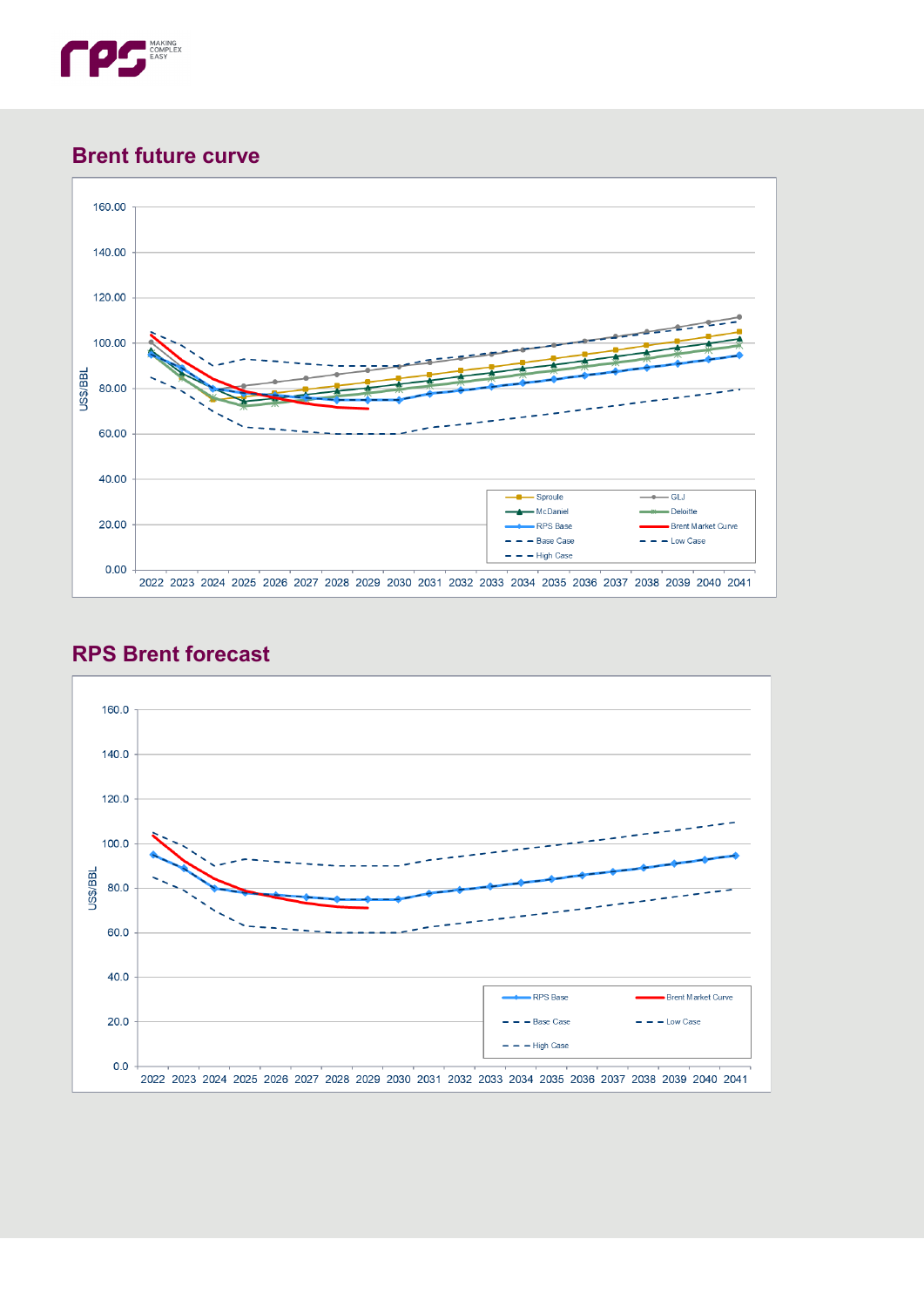## Brent future curve

## RPS Brent forecast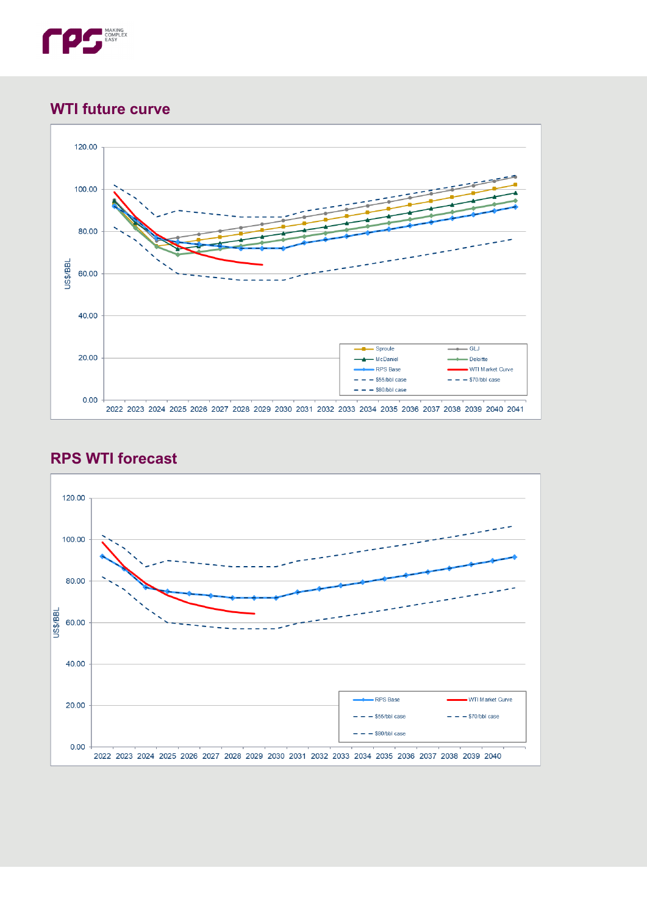## WTI future curve

## RPS WTI forecast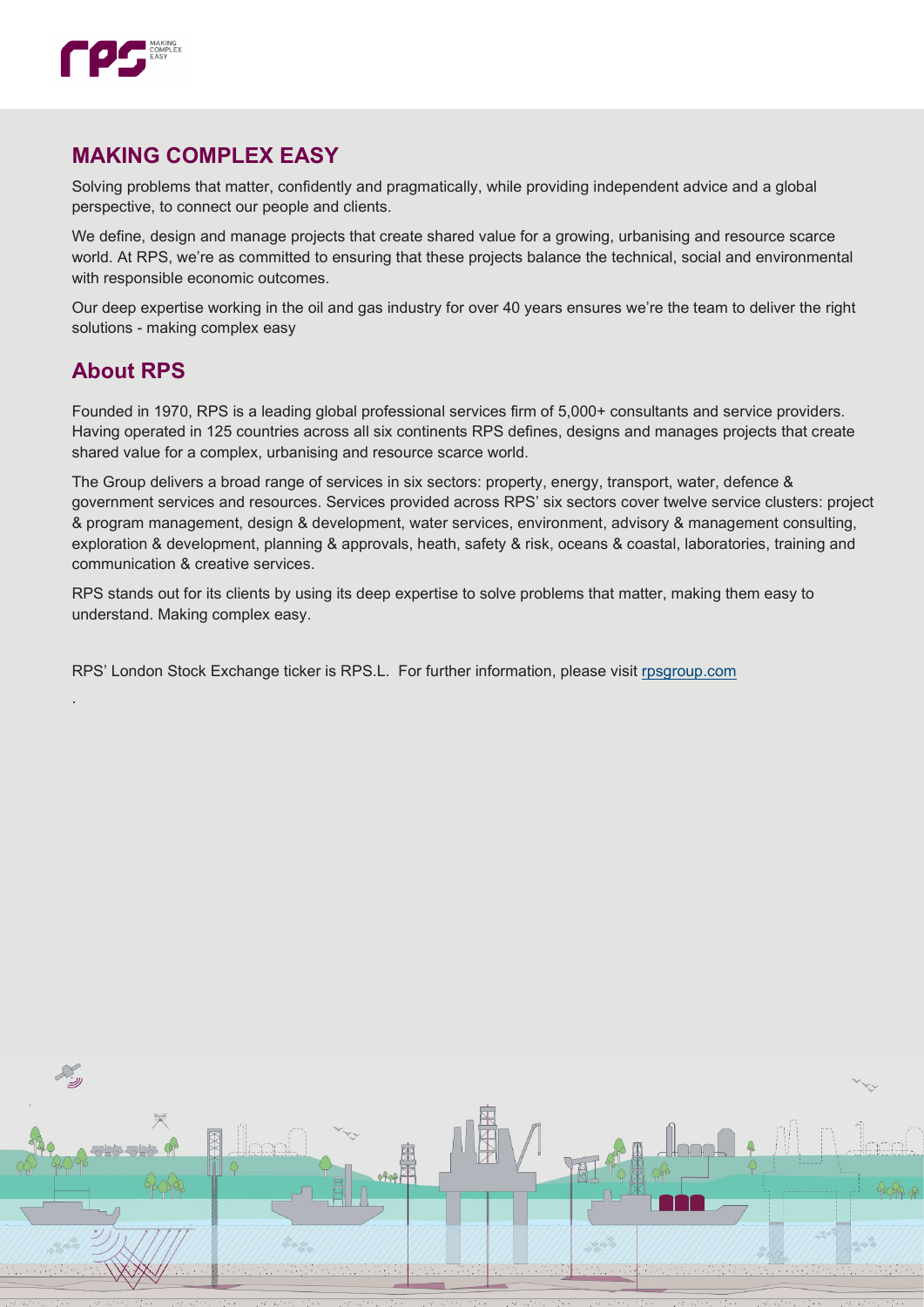## MAKING COMPLEX EASY

Solving problems that matter, confidently and pragmatically, while providing independent advice and a global perspective, to connect our people and clients.

We define, design and manage projects that create shared value for a growing, urbanising and resource scarce world. At RPS, we're as committed to ensuring that these projects balance the technical, social and environmental with responsible economic outcomes.

Our deep expertise working in the oil and gas industry for over 40 years ensures we're the team to deliver the right solutions - making complex easy

## About RPS

Founded in 1970, RPS is a leading global professional services firm of 5,000+ consultants and service providers. Having operated in 125 countries across all six continents RPS defines, designs and manages projects that create shared value for a complex, urbanising and resource scarce world.

The Group delivers a broad range of services in six sectors: property, energy, transport, water, defence & government services and resources. Services provided across RPS' six sectors cover twelve service clusters: project & program management, design & development, water services, environment, advisory & management consulting, exploration & development, planning & approvals, heath, safety & risk, oceans & coastal, laboratories, training and communication & creative services.

RPS stands out for its clients by using its deep expertise to solve problems that matter, making them easy to understand. Making complex easy.

RPS' London Stock Exchange ticker is RPS.L. For further information, please visit rpsgroup.com